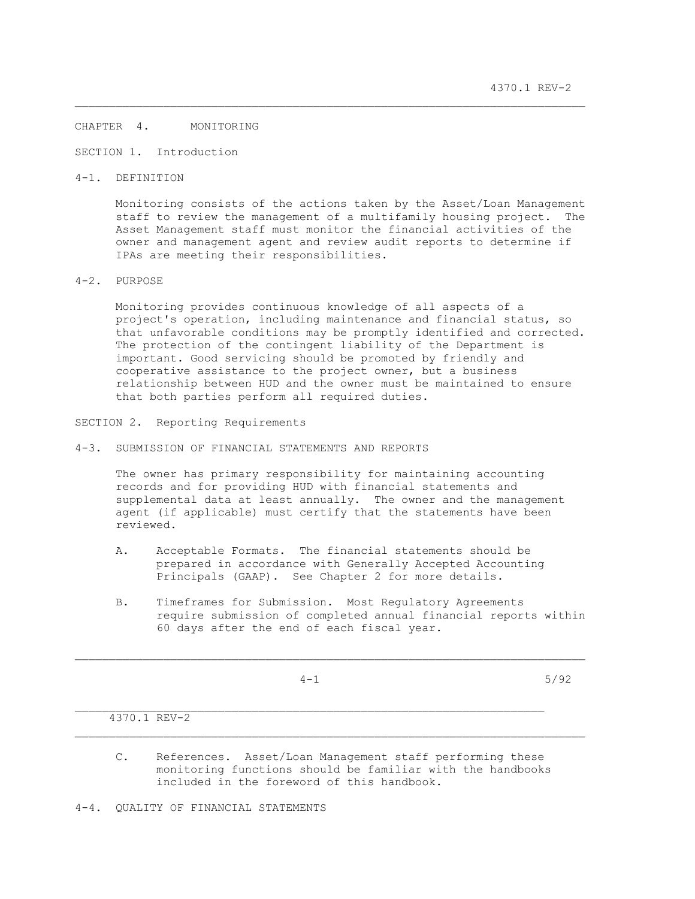# CHAPTER 4. MONITORING

## SECTION 1. Introduction

### 4-1. DEFINITION

Monitoring consists of the actions taken by the Asset/Loan Management staff to review the management of a multifamily housing project. The Asset Management staff must monitor the financial activities of the owner and management agent and review audit reports to determine if IPAs are meeting their responsibilities.

### 4-2. PURPOSE

Monitoring provides continuous knowledge of all aspects of a project's operation, including maintenance and financial status, so that unfavorable conditions may be promptly identified and corrected. The protection of the contingent liability of the Department is important. Good servicing should be promoted by friendly and cooperative assistance to the project owner, but a business relationship between HUD and the owner must be maintained to ensure that both parties perform all required duties.

## SECTION 2. Reporting Requirements

### 4-3. SUBMISSION OF FINANCIAL STATEMENTS AND REPORTS

The owner has primary responsibility for maintaining accounting records and for providing HUD with financial statements and supplemental data at least annually. The owner and the management agent (if applicable) must certify that the statements have been reviewed.

A. Acceptable Formats. The financial statements should be prepared in accordance with Generally Accepted Accounting Principals (GAAP). See Chapter 2 for more details.

B. Timeframes for Submission. Most Regulatory Agreements require submission of completed annual financial reports within 60 days after the end of each fiscal year.

C. References. Asset/Loan Management staff performing these monitoring functions should be familiar with the handbooks included in the foreword of this handbook.

### 4-4. QUALITY OF FINANCIAL STATEMENTS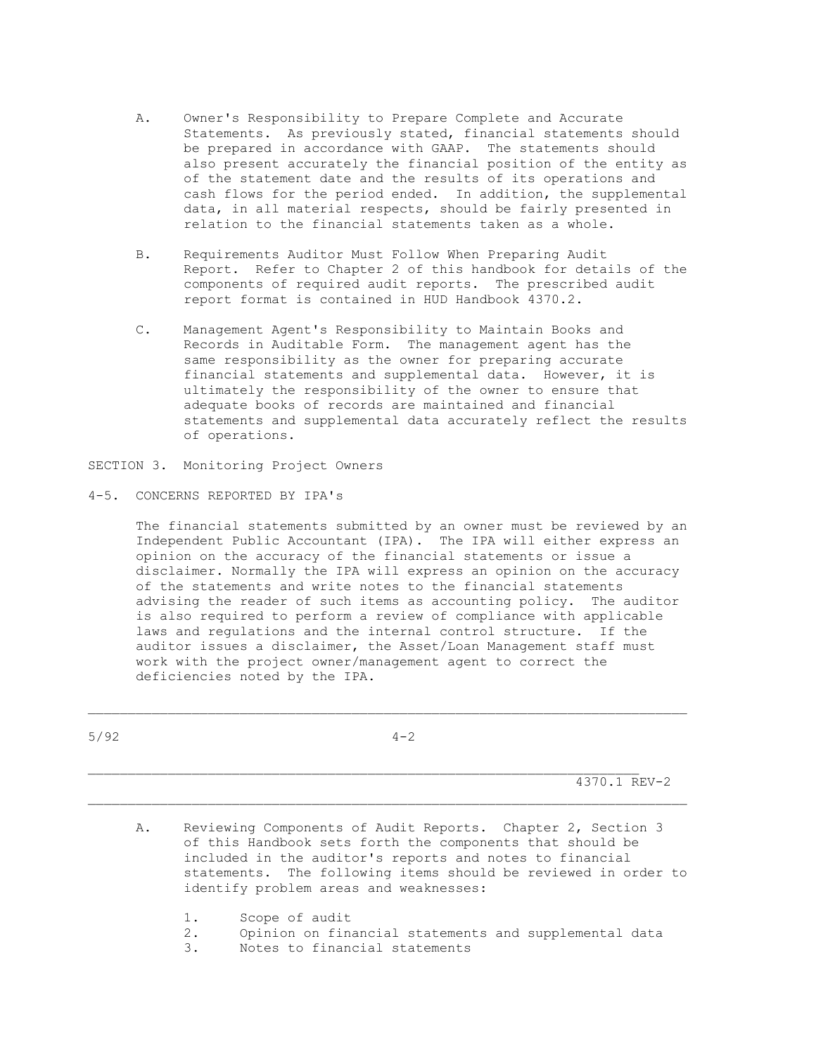A. Owner's Responsibility to Prepare Complete and Accurate Statements. As previously stated, financial statements should be prepared in accordance with GAAP. The statements should also present accurately the financial position of the entity as of the statement date and the results of its operations and cash flows for the period ended. In addition, the supplemental data, in all material respects, should be fairly presented in relation to the financial statements taken as a whole.

B. Requirements Auditor Must Follow When Preparing Audit Report. Refer to Chapter 2 of this handbook for details of the components of required audit reports. The prescribed audit report format is contained in HUD Handbook 4370.2.

C. Management Agent's Responsibility to Maintain Books and Records in Auditable Form. The management agent has the same responsibility as the owner for preparing accurate financial statements and supplemental data. However, it is ultimately the responsibility of the owner to ensure that adequate books of records are maintained and financial statements and supplemental data accurately reflect the results of operations.

## SECTION 3. Monitoring Project Owners

### 4-5. CONCERNS REPORTED BY IPA's

The financial statements submitted by an owner must be reviewed by an Independent Public Accountant (IPA). The IPA will either express an opinion on the accuracy of the financial statements or issue a disclaimer. Normally the IPA will express an opinion on the accuracy of the statements and write notes to the financial statements advising the reader of such items as accounting policy. The auditor is also required to perform a review of compliance with applicable laws and regulations and the internal control structure. If the auditor issues a disclaimer, the Asset/Loan Management staff must work with the project owner/management agent to correct the deficiencies noted by the IPA.

A. Reviewing Components of Audit Reports. Chapter 2, Section 3 of this Handbook sets forth the components that should be included in the auditor's reports and notes to financial statements. The following items should be reviewed in order to identify problem areas and weaknesses:

1. Scope of audit
2. Opinion on financial statements and supplemental data
3. Notes to financial statements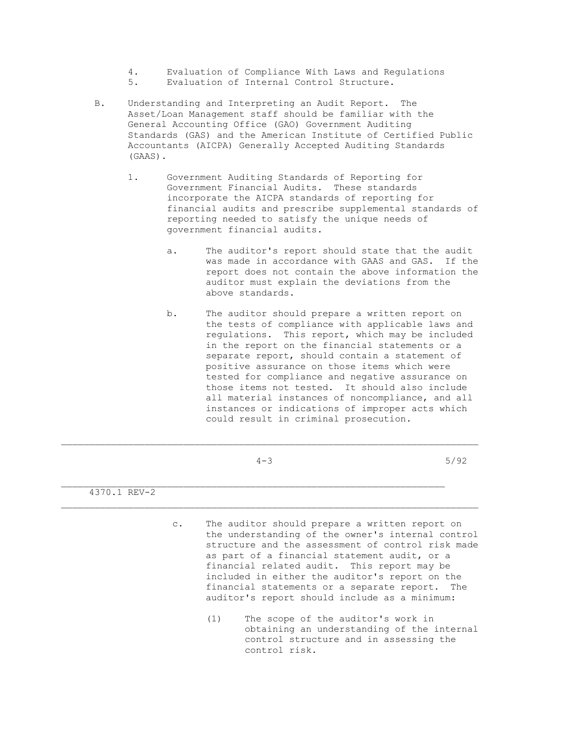4. Evaluation of Compliance With Laws and Regulations
5. Evaluation of Internal Control Structure.

B. Understanding and Interpreting an Audit Report. The Asset/Loan Management staff should be familiar with the General Accounting Office (GAO) Government Auditing Standards (GAS) and the American Institute of Certified Public Accountants (AICPA) Generally Accepted Auditing Standards (GAAS).

1. Government Auditing Standards of Reporting for Government Financial Audits. These standards incorporate the AICPA standards of reporting for financial audits and prescribe supplemental standards of reporting needed to satisfy the unique needs of government financial audits.

   a. The auditor's report should state that the audit was made in accordance with GAAS and GAS. If the report does not contain the above information the auditor must explain the deviations from the above standards.

   b. The auditor should prepare a written report on the tests of compliance with applicable laws and regulations. This report, which may be included in the report on the financial statements or a separate report, should contain a statement of positive assurance on those items which were tested for compliance and negative assurance on those items not tested. It should also include all material instances of noncompliance, and all instances or indications of improper acts which could result in criminal prosecution.

   c. The auditor should prepare a written report on the understanding of the owner's internal control structure and the assessment of control risk made as part of a financial statement audit, or a financial related audit. This report may be included in either the auditor's report on the financial statements or a separate report. The auditor's report should include as a minimum:

      (1) The scope of the auditor's work in obtaining an understanding of the internal control structure and in assessing the control risk.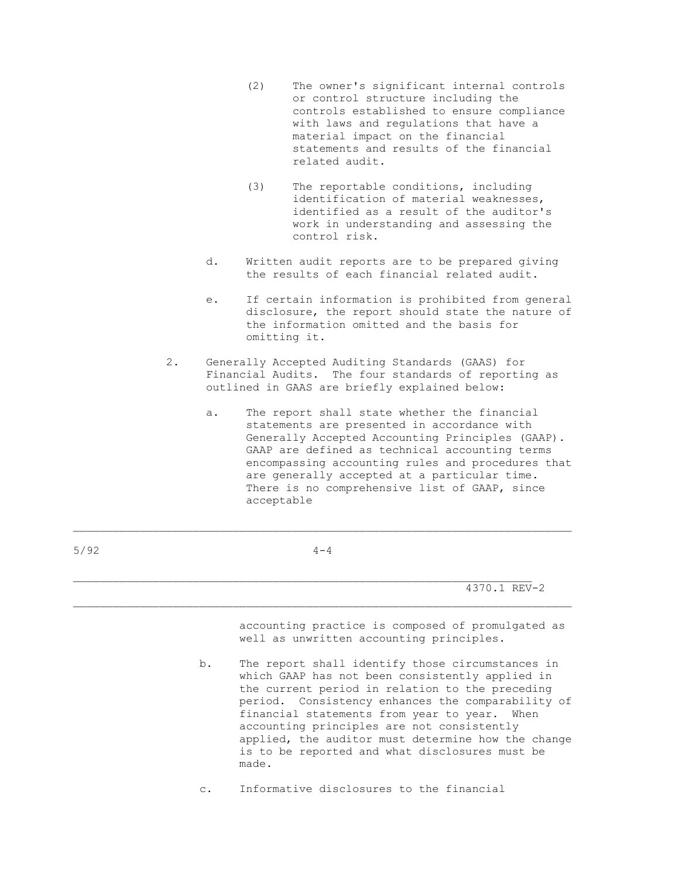(2) The owner's significant internal controls or control structure including the controls established to ensure compliance with laws and regulations that have a material impact on the financial statements and results of the financial related audit.

(3) The reportable conditions, including identification of material weaknesses, identified as a result of the auditor's work in understanding and assessing the control risk.

d. Written audit reports are to be prepared giving the results of each financial related audit.

e. If certain information is prohibited from general disclosure, the report should state the nature of the information omitted and the basis for omitting it.

2. Generally Accepted Auditing Standards (GAAS) for Financial Audits. The four standards of reporting as outlined in GAAS are briefly explained below:

a. The report shall state whether the financial statements are presented in accordance with Generally Accepted Accounting Principles (GAAP). GAAP are defined as technical accounting terms encompassing accounting rules and procedures that are generally accepted at a particular time. There is no comprehensive list of GAAP, since acceptable accounting practice is composed of promulgated as well as unwritten accounting principles.

b. The report shall identify those circumstances in which GAAP has not been consistently applied in the current period in relation to the preceding period. Consistency enhances the comparability of financial statements from year to year. When accounting principles are not consistently applied, the auditor must determine how the change is to be reported and what disclosures must be made.

c. Informative disclosures to the financial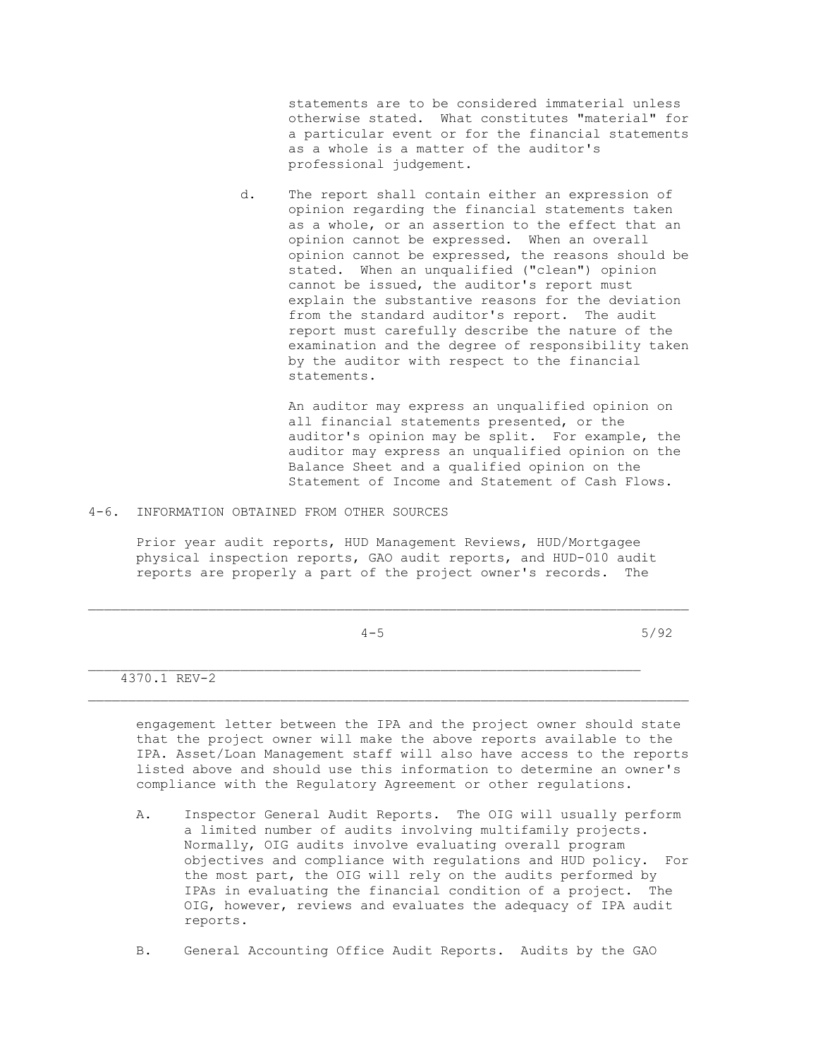statements are to be considered immaterial unless otherwise stated. What constitutes "material" for a particular event or for the financial statements as a whole is a matter of the auditor's professional judgement.

d. The report shall contain either an expression of opinion regarding the financial statements taken as a whole, or an assertion to the effect that an opinion cannot be expressed. When an overall opinion cannot be expressed, the reasons should be stated. When an unqualified ("clean") opinion cannot be issued, the auditor's report must explain the substantive reasons for the deviation from the standard auditor's report. The audit report must carefully describe the nature of the examination and the degree of responsibility taken by the auditor with respect to the financial statements.

   An auditor may express an unqualified opinion on all financial statements presented, or the auditor's opinion may be split. For example, the auditor may express an unqualified opinion on the Balance Sheet and a qualified opinion on the Statement of Income and Statement of Cash Flows.

## 4-6. INFORMATION OBTAINED FROM OTHER SOURCES

Prior year audit reports, HUD Management Reviews, HUD/Mortgagee physical inspection reports, GAO audit reports, and HUD-010 audit reports are properly a part of the project owner's records. The engagement letter between the IPA and the project owner should state that the project owner will make the above reports available to the IPA. Asset/Loan Management staff will also have access to the reports listed above and should use this information to determine an owner's compliance with the Regulatory Agreement or other regulations.

A. Inspector General Audit Reports. The OIG will usually perform a limited number of audits involving multifamily projects. Normally, OIG audits involve evaluating overall program objectives and compliance with regulations and HUD policy. For the most part, the OIG will rely on the audits performed by IPAs in evaluating the financial condition of a project. The OIG, however, reviews and evaluates the adequacy of IPA audit reports.

B. General Accounting Office Audit Reports. Audits by the GAO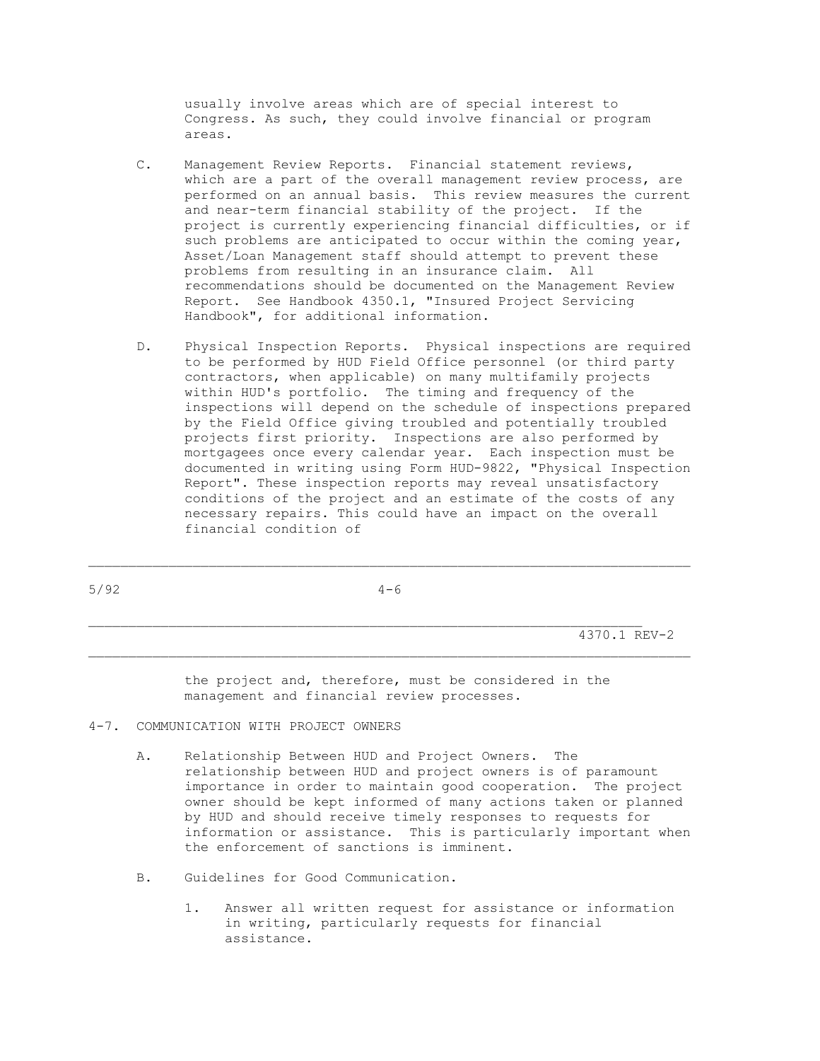usually involve areas which are of special interest to Congress. As such, they could involve financial or program areas.

C. Management Review Reports. Financial statement reviews, which are a part of the overall management review process, are performed on an annual basis. This review measures the current and near-term financial stability of the project. If the project is currently experiencing financial difficulties, or if such problems are anticipated to occur within the coming year, Asset/Loan Management staff should attempt to prevent these problems from resulting in an insurance claim. All recommendations should be documented on the Management Review Report. See Handbook 4350.1, "Insured Project Servicing Handbook", for additional information.

D. Physical Inspection Reports. Physical inspections are required to be performed by HUD Field Office personnel (or third party contractors, when applicable) on many multifamily projects within HUD's portfolio. The timing and frequency of the inspections will depend on the schedule of inspections prepared by the Field Office giving troubled and potentially troubled projects first priority. Inspections are also performed by mortgagees once every calendar year. Each inspection must be documented in writing using Form HUD-9822, "Physical Inspection Report". These inspection reports may reveal unsatisfactory conditions of the project and an estimate of the costs of any necessary repairs. This could have an impact on the overall financial condition of the project and, therefore, must be considered in the management and financial review processes.

## 4-7. COMMUNICATION WITH PROJECT OWNERS

A. Relationship Between HUD and Project Owners. The relationship between HUD and project owners is of paramount importance in order to maintain good cooperation. The project owner should be kept informed of many actions taken or planned by HUD and should receive timely responses to requests for information or assistance. This is particularly important when the enforcement of sanctions is imminent.

B. Guidelines for Good Communication.

1. Answer all written request for assistance or information in writing, particularly requests for financial assistance.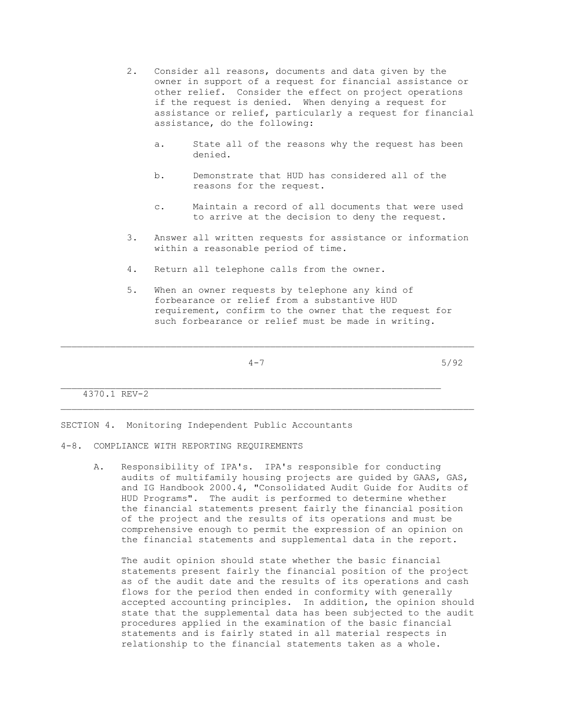2. Consider all reasons, documents and data given by the owner in support of a request for financial assistance or other relief. Consider the effect on project operations if the request is denied. When denying a request for assistance or relief, particularly a request for financial assistance, do the following:

   a. State all of the reasons why the request has been denied.

   b. Demonstrate that HUD has considered all of the reasons for the request.

   c. Maintain a record of all documents that were used to arrive at the decision to deny the request.

3. Answer all written requests for assistance or information within a reasonable period of time.

4. Return all telephone calls from the owner.

5. When an owner requests by telephone any kind of forbearance or relief from a substantive HUD requirement, confirm to the owner that the request for such forbearance or relief must be made in writing.

## SECTION 4. Monitoring Independent Public Accountants

### 4-8. COMPLIANCE WITH REPORTING REQUIREMENTS

A. Responsibility of IPA's. IPA's responsible for conducting audits of multifamily housing projects are guided by GAAS, GAS, and IG Handbook 2000.4, "Consolidated Audit Guide for Audits of HUD Programs". The audit is performed to determine whether the financial statements present fairly the financial position of the project and the results of its operations and must be comprehensive enough to permit the expression of an opinion on the financial statements and supplemental data in the report.

   The audit opinion should state whether the basic financial statements present fairly the financial position of the project as of the audit date and the results of its operations and cash flows for the period then ended in conformity with generally accepted accounting principles. In addition, the opinion should state that the supplemental data has been subjected to the audit procedures applied in the examination of the basic financial statements and is fairly stated in all material respects in relationship to the financial statements taken as a whole.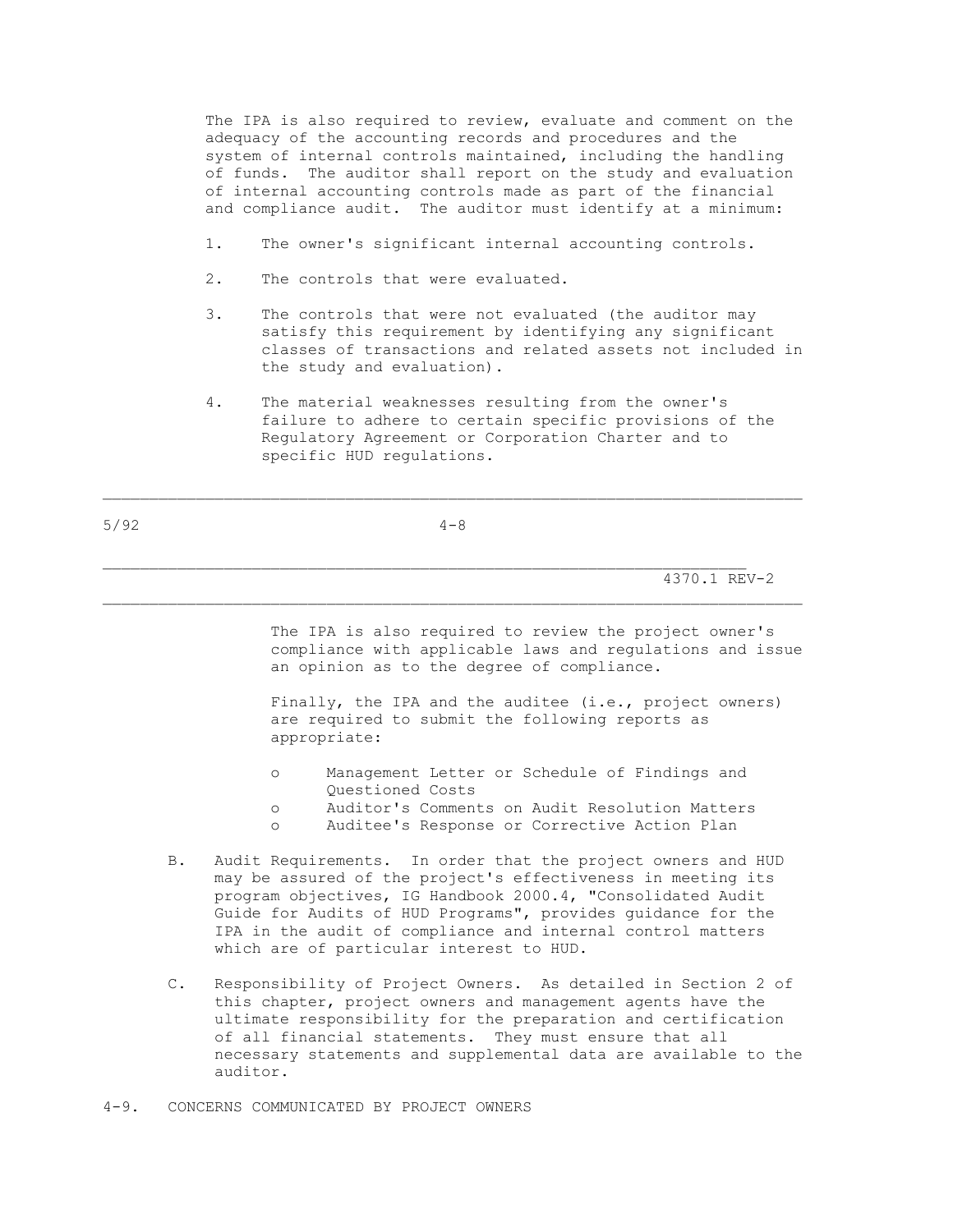The IPA is also required to review, evaluate and comment on the adequacy of the accounting records and procedures and the system of internal controls maintained, including the handling of funds. The auditor shall report on the study and evaluation of internal accounting controls made as part of the financial and compliance audit. The auditor must identify at a minimum:

1. The owner's significant internal accounting controls.

2. The controls that were evaluated.

3. The controls that were not evaluated (the auditor may satisfy this requirement by identifying any significant classes of transactions and related assets not included in the study and evaluation).

4. The material weaknesses resulting from the owner's failure to adhere to certain specific provisions of the Regulatory Agreement or Corporation Charter and to specific HUD regulations.

The IPA is also required to review the project owner's compliance with applicable laws and regulations and issue an opinion as to the degree of compliance.

Finally, the IPA and the auditee (i.e., project owners) are required to submit the following reports as appropriate:

- Management Letter or Schedule of Findings and Questioned Costs
- Auditor's Comments on Audit Resolution Matters
- Auditee's Response or Corrective Action Plan

B. Audit Requirements. In order that the project owners and HUD may be assured of the project's effectiveness in meeting its program objectives, IG Handbook 2000.4, "Consolidated Audit Guide for Audits of HUD Programs", provides guidance for the IPA in the audit of compliance and internal control matters which are of particular interest to HUD.

C. Responsibility of Project Owners. As detailed in Section 2 of this chapter, project owners and management agents have the ultimate responsibility for the preparation and certification of all financial statements. They must ensure that all necessary statements and supplemental data are available to the auditor.

## 4-9. CONCERNS COMMUNICATED BY PROJECT OWNERS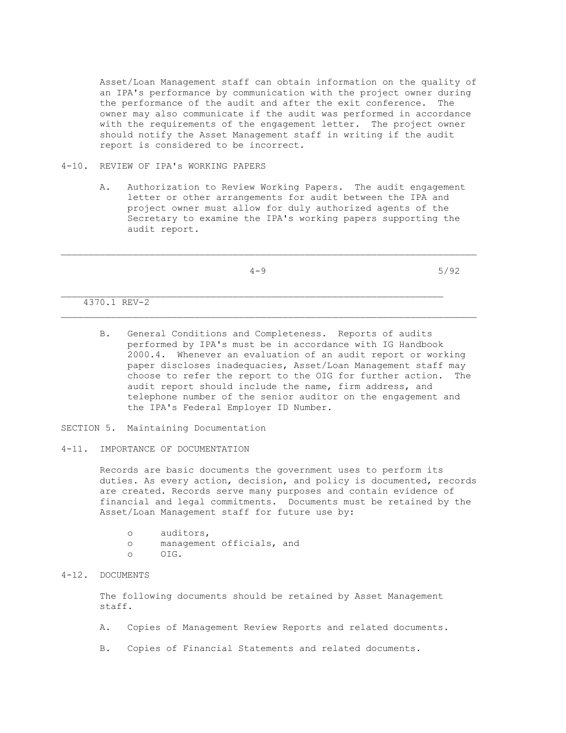Asset/Loan Management staff can obtain information on the quality of an IPA's performance by communication with the project owner during the performance of the audit and after the exit conference. The owner may also communicate if the audit was performed in accordance with the requirements of the engagement letter. The project owner should notify the Asset Management staff in writing if the audit report is considered to be incorrect.

## 4-10. REVIEW OF IPA's WORKING PAPERS

A. Authorization to Review Working Papers. The audit engagement letter or other arrangements for audit between the IPA and project owner must allow for duly authorized agents of the Secretary to examine the IPA's working papers supporting the audit report.

B. General Conditions and Completeness. Reports of audits performed by IPA's must be in accordance with IG Handbook 2000.4. Whenever an evaluation of an audit report or working paper discloses inadequacies, Asset/Loan Management staff may choose to refer the report to the OIG for further action. The audit report should include the name, firm address, and telephone number of the senior auditor on the engagement and the IPA's Federal Employer ID Number.

# SECTION 5. Maintaining Documentation

## 4-11. IMPORTANCE OF DOCUMENTATION

Records are basic documents the government uses to perform its duties. As every action, decision, and policy is documented, records are created. Records serve many purposes and contain evidence of financial and legal commitments. Documents must be retained by the Asset/Loan Management staff for future use by:

- auditors,
- management officials, and
- OIG.

## 4-12. DOCUMENTS

The following documents should be retained by Asset Management staff.

A. Copies of Management Review Reports and related documents.

B. Copies of Financial Statements and related documents.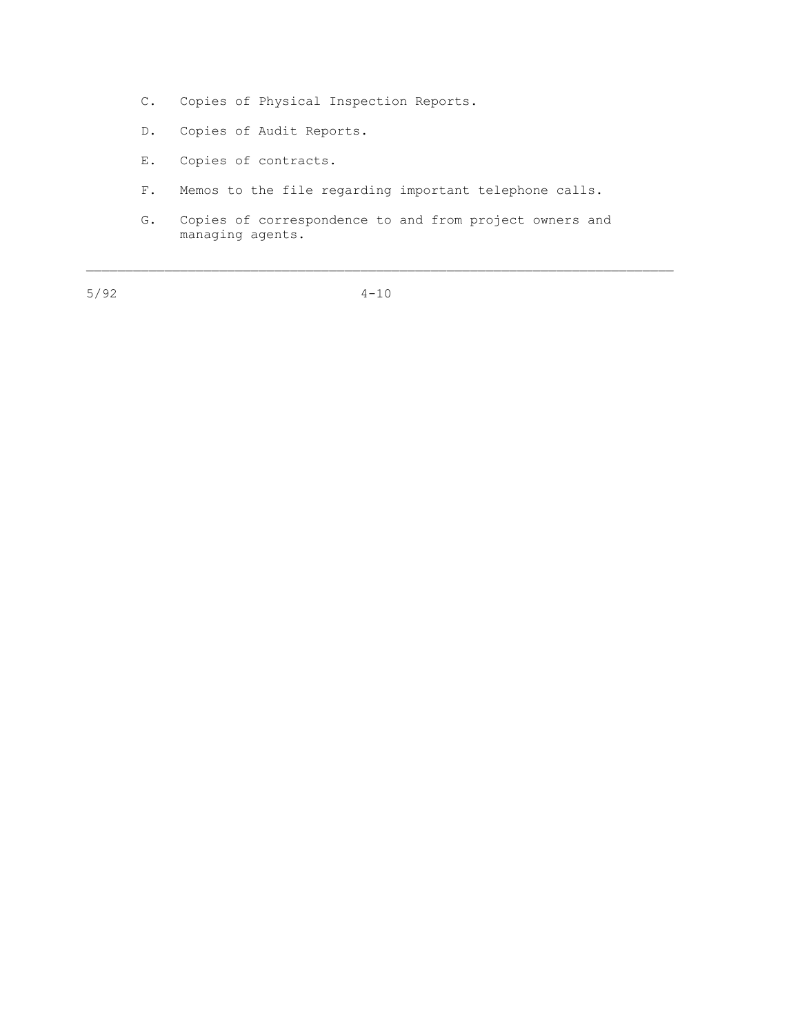C. Copies of Physical Inspection Reports.

D. Copies of Audit Reports.

E. Copies of contracts.

F. Memos to the file regarding important telephone calls.

G. Copies of correspondence to and from project owners and managing agents.